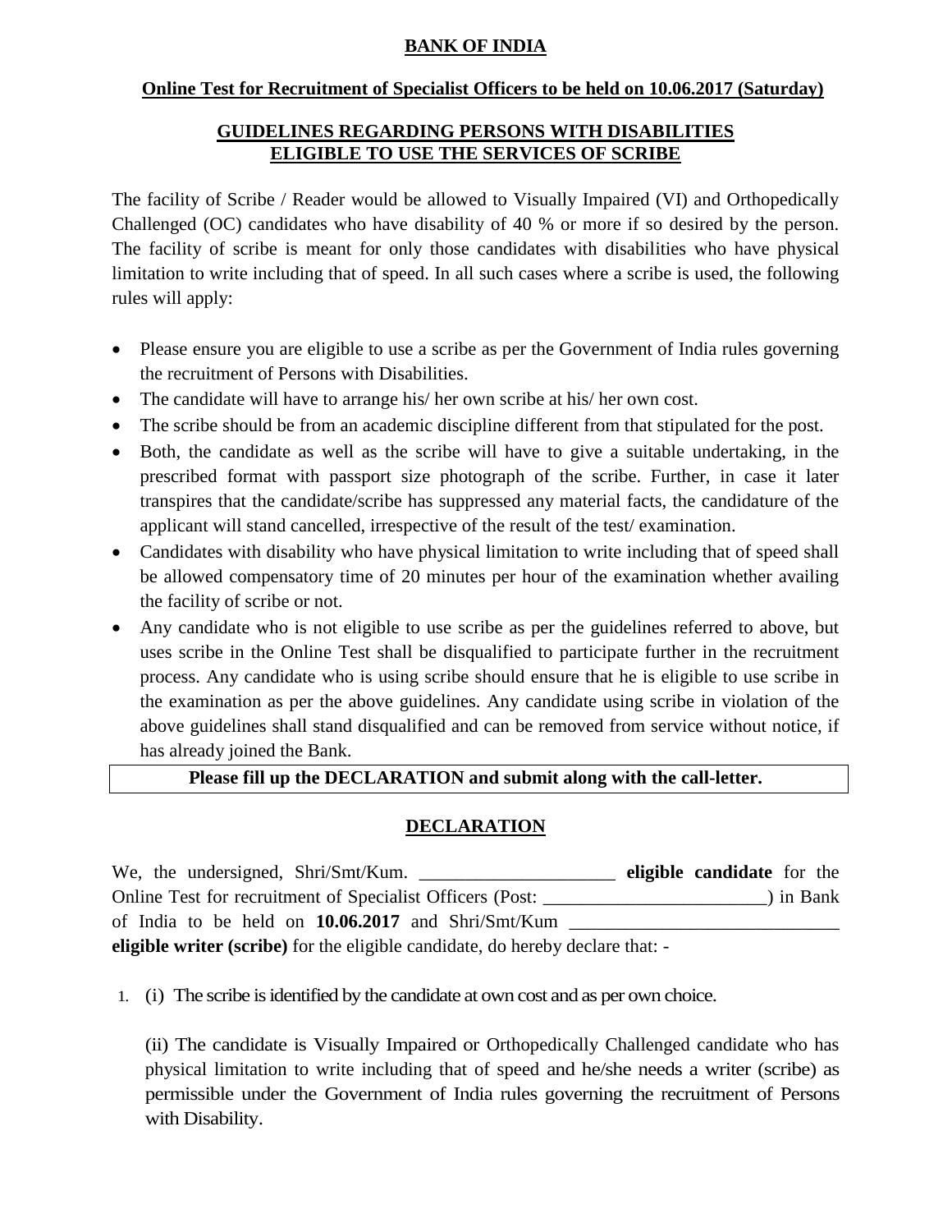# BANK OF INDIA

## Online Test for Recruitment of Specialist Officers to be held on 10.06.2017 (Saturday)

## GUIDELINES REGARDING PERSONS WITH DISABILITIES ELIGIBLE TO USE THE SERVICES OF SCRIBE

The facility of Scribe / Reader would be allowed to Visually Impaired (VI) and Orthopedically Challenged (OC) candidates who have disability of 40 % or more if so desired by the person. The facility of scribe is meant for only those candidates with disabilities who have physical limitation to write including that of speed. In all such cases where a scribe is used, the following rules will apply:

- Please ensure you are eligible to use a scribe as per the Government of India rules governing the recruitment of Persons with Disabilities.
- The candidate will have to arrange his/ her own scribe at his/ her own cost.
- The scribe should be from an academic discipline different from that stipulated for the post.
- Both, the candidate as well as the scribe will have to give a suitable undertaking, in the prescribed format with passport size photograph of the scribe. Further, in case it later transpires that the candidate/scribe has suppressed any material facts, the candidature of the applicant will stand cancelled, irrespective of the result of the test/ examination.
- Candidates with disability who have physical limitation to write including that of speed shall be allowed compensatory time of 20 minutes per hour of the examination whether availing the facility of scribe or not.
- Any candidate who is not eligible to use scribe as per the guidelines referred to above, but uses scribe in the Online Test shall be disqualified to participate further in the recruitment process. Any candidate who is using scribe should ensure that he is eligible to use scribe in the examination as per the above guidelines. Any candidate using scribe in violation of the above guidelines shall stand disqualified and can be removed from service without notice, if has already joined the Bank.

**Please fill up the DECLARATION and submit along with the call-letter.**

## DECLARATION

We, the undersigned, Shri/Smt/Kum. _____________________ **eligible candidate** for the Online Test for recruitment of Specialist Officers (Post: ________________________) in Bank of India to be held on **10.06.2017** and Shri/Smt/Kum ____________________________ **eligible writer (scribe)** for the eligible candidate, do hereby declare that: -

1. (i) The scribe is identified by the candidate at own cost and as per own choice.

   (ii) The candidate is Visually Impaired or Orthopedically Challenged candidate who has physical limitation to write including that of speed and he/she needs a writer (scribe) as permissible under the Government of India rules governing the recruitment of Persons with Disability.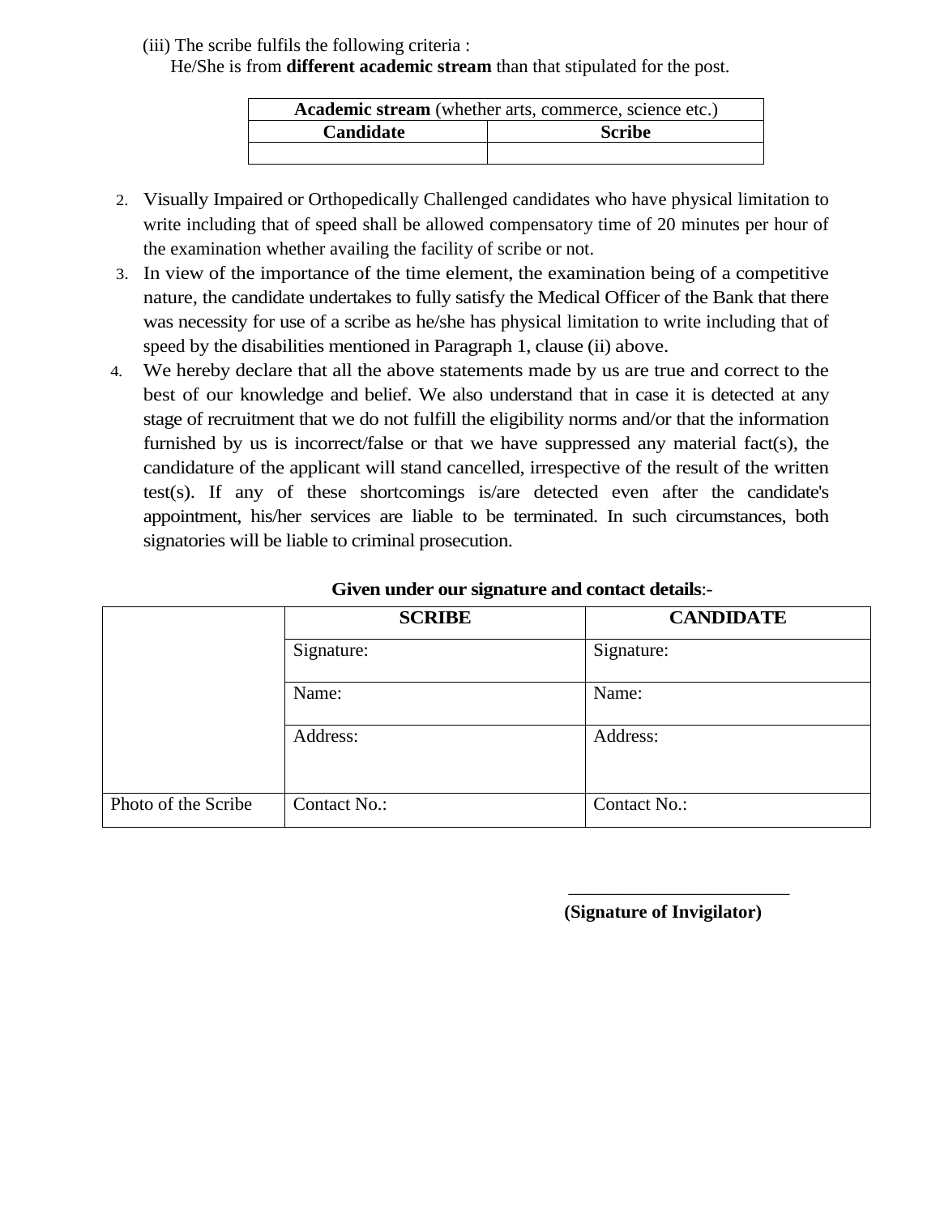(iii) The scribe fulfils the following criteria :
He/She is from **different academic stream** than that stipulated for the post.

| **Academic stream** (whether arts, commerce, science etc.) | |
|---|---|
| **Candidate** | **Scribe** |
| | |

2. Visually Impaired or Orthopedically Challenged candidates who have physical limitation to write including that of speed shall be allowed compensatory time of 20 minutes per hour of the examination whether availing the facility of scribe or not.
3. In view of the importance of the time element, the examination being of a competitive nature, the candidate undertakes to fully satisfy the Medical Officer of the Bank that there was necessity for use of a scribe as he/she has physical limitation to write including that of speed by the disabilities mentioned in Paragraph 1, clause (ii) above.
4. We hereby declare that all the above statements made by us are true and correct to the best of our knowledge and belief. We also understand that in case it is detected at any stage of recruitment that we do not fulfill the eligibility norms and/or that the information furnished by us is incorrect/false or that we have suppressed any material fact(s), the candidature of the applicant will stand cancelled, irrespective of the result of the written test(s). If any of these shortcomings is/are detected even after the candidate's appointment, his/her services are liable to be terminated. In such circumstances, both signatories will be liable to criminal prosecution.

**Given under our signature and contact details**:-

| | **SCRIBE** | **CANDIDATE** |
|---|---|---|
| | Signature: | Signature: |
| | Name: | Name: |
| | Address: | Address: |
| Photo of the Scribe | Contact No.: | Contact No.: |

\_\_\_\_\_\_\_\_\_\_\_\_\_\_\_\_\_\_\_\_\_\_\_\_\_

**(Signature of Invigilator)**